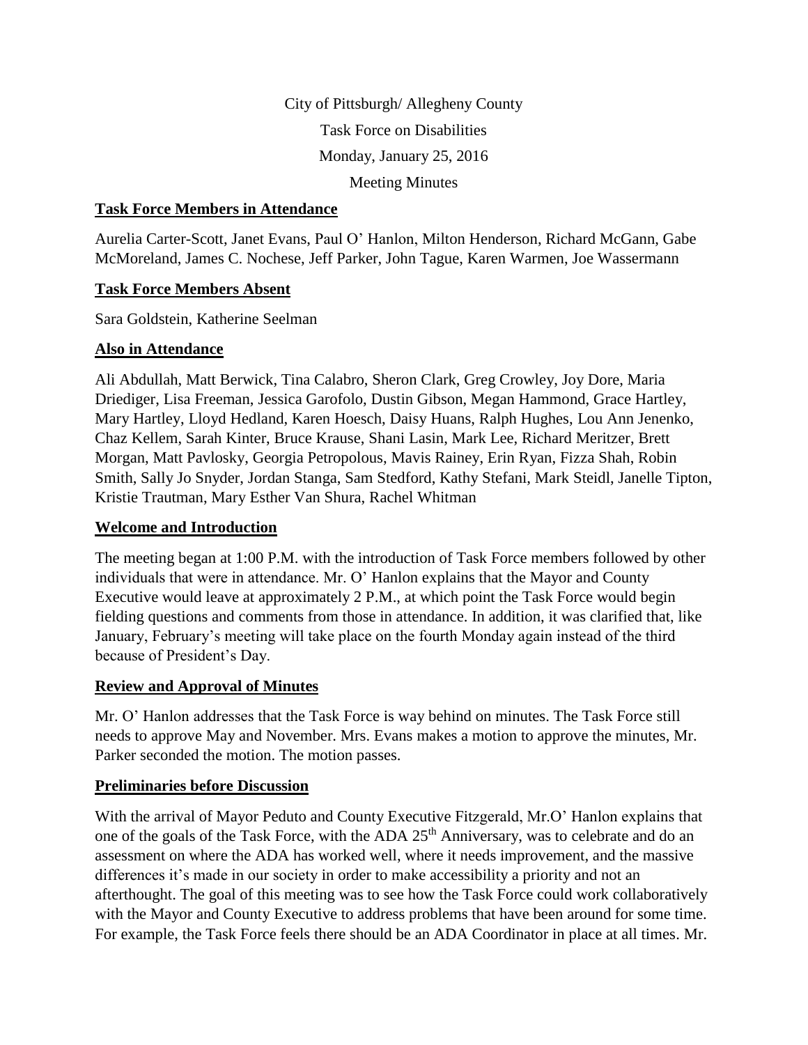City of Pittsburgh/ Allegheny County

Task Force on Disabilities

Monday, January 25, 2016

Meeting Minutes

## Task Force Members in Attendance

Aurelia Carter-Scott, Janet Evans, Paul O' Hanlon, Milton Henderson, Richard McGann, Gabe McMoreland, James C. Nochese, Jeff Parker, John Tague, Karen Warmen, Joe Wassermann

## Task Force Members Absent

Sara Goldstein, Katherine Seelman

## Also in Attendance

Ali Abdullah, Matt Berwick, Tina Calabro, Sheron Clark, Greg Crowley, Joy Dore, Maria Driediger, Lisa Freeman, Jessica Garofolo, Dustin Gibson, Megan Hammond, Grace Hartley, Mary Hartley, Lloyd Hedland, Karen Hoesch, Daisy Huans, Ralph Hughes, Lou Ann Jenenko, Chaz Kellem, Sarah Kinter, Bruce Krause, Shani Lasin, Mark Lee, Richard Meritzer, Brett Morgan, Matt Pavlosky, Georgia Petropolous, Mavis Rainey, Erin Ryan, Fizza Shah, Robin Smith, Sally Jo Snyder, Jordan Stanga, Sam Stedford, Kathy Stefani, Mark Steidl, Janelle Tipton, Kristie Trautman, Mary Esther Van Shura, Rachel Whitman

## Welcome and Introduction

The meeting began at 1:00 P.M. with the introduction of Task Force members followed by other individuals that were in attendance. Mr. O' Hanlon explains that the Mayor and County Executive would leave at approximately 2 P.M., at which point the Task Force would begin fielding questions and comments from those in attendance. In addition, it was clarified that, like January, February's meeting will take place on the fourth Monday again instead of the third because of President's Day.

## Review and Approval of Minutes

Mr. O' Hanlon addresses that the Task Force is way behind on minutes. The Task Force still needs to approve May and November. Mrs. Evans makes a motion to approve the minutes, Mr. Parker seconded the motion. The motion passes.

## Preliminaries before Discussion

With the arrival of Mayor Peduto and County Executive Fitzgerald, Mr.O' Hanlon explains that one of the goals of the Task Force, with the ADA 25th Anniversary, was to celebrate and do an assessment on where the ADA has worked well, where it needs improvement, and the massive differences it's made in our society in order to make accessibility a priority and not an afterthought. The goal of this meeting was to see how the Task Force could work collaboratively with the Mayor and County Executive to address problems that have been around for some time. For example, the Task Force feels there should be an ADA Coordinator in place at all times. Mr.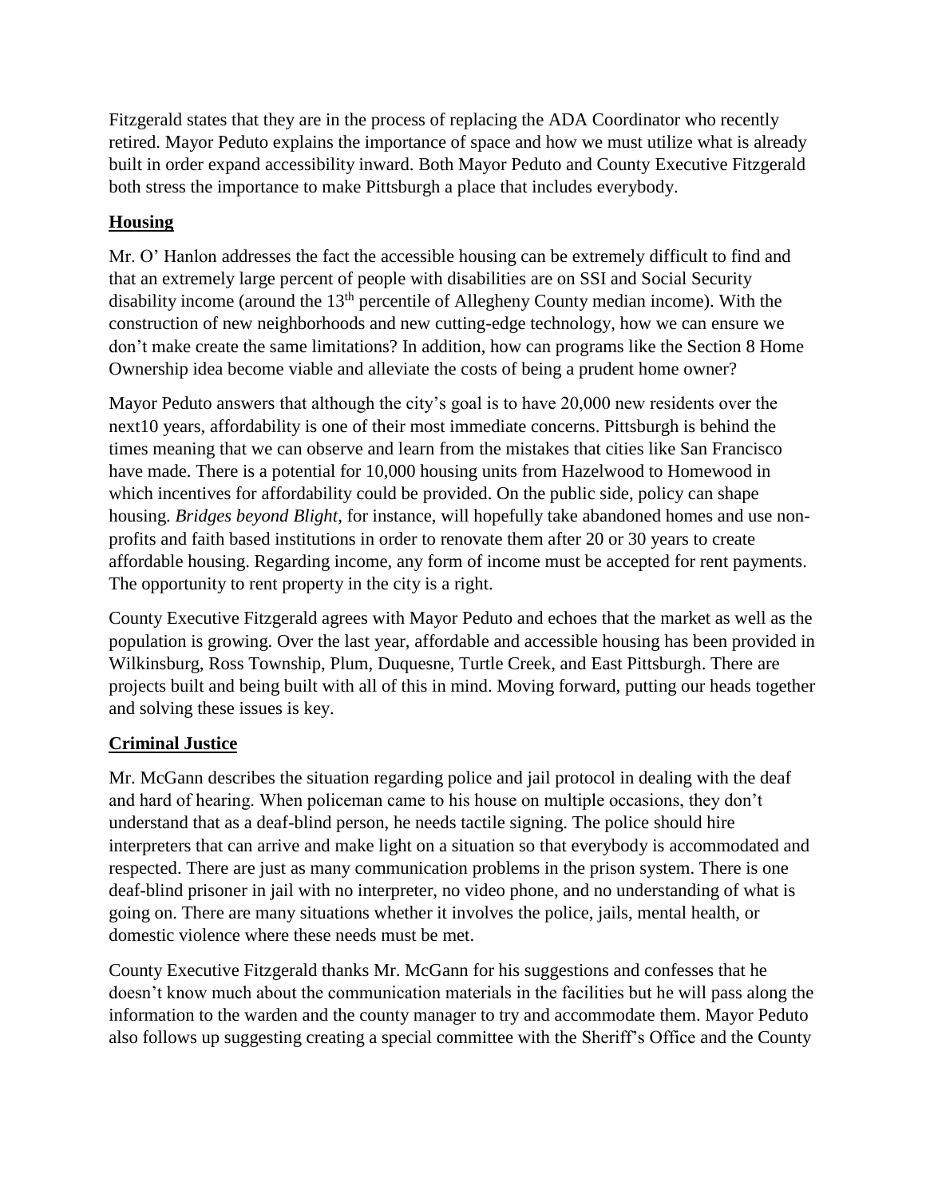Fitzgerald states that they are in the process of replacing the ADA Coordinator who recently retired. Mayor Peduto explains the importance of space and how we must utilize what is already built in order expand accessibility inward. Both Mayor Peduto and County Executive Fitzgerald both stress the importance to make Pittsburgh a place that includes everybody.

## Housing

Mr. O' Hanlon addresses the fact the accessible housing can be extremely difficult to find and that an extremely large percent of people with disabilities are on SSI and Social Security disability income (around the 13th percentile of Allegheny County median income). With the construction of new neighborhoods and new cutting-edge technology, how we can ensure we don't make create the same limitations? In addition, how can programs like the Section 8 Home Ownership idea become viable and alleviate the costs of being a prudent home owner?

Mayor Peduto answers that although the city's goal is to have 20,000 new residents over the next10 years, affordability is one of their most immediate concerns. Pittsburgh is behind the times meaning that we can observe and learn from the mistakes that cities like San Francisco have made. There is a potential for 10,000 housing units from Hazelwood to Homewood in which incentives for affordability could be provided. On the public side, policy can shape housing. *Bridges beyond Blight*, for instance, will hopefully take abandoned homes and use non-profits and faith based institutions in order to renovate them after 20 or 30 years to create affordable housing. Regarding income, any form of income must be accepted for rent payments. The opportunity to rent property in the city is a right.

County Executive Fitzgerald agrees with Mayor Peduto and echoes that the market as well as the population is growing. Over the last year, affordable and accessible housing has been provided in Wilkinsburg, Ross Township, Plum, Duquesne, Turtle Creek, and East Pittsburgh. There are projects built and being built with all of this in mind. Moving forward, putting our heads together and solving these issues is key.

## Criminal Justice

Mr. McGann describes the situation regarding police and jail protocol in dealing with the deaf and hard of hearing. When policeman came to his house on multiple occasions, they don't understand that as a deaf-blind person, he needs tactile signing. The police should hire interpreters that can arrive and make light on a situation so that everybody is accommodated and respected. There are just as many communication problems in the prison system. There is one deaf-blind prisoner in jail with no interpreter, no video phone, and no understanding of what is going on. There are many situations whether it involves the police, jails, mental health, or domestic violence where these needs must be met.

County Executive Fitzgerald thanks Mr. McGann for his suggestions and confesses that he doesn't know much about the communication materials in the facilities but he will pass along the information to the warden and the county manager to try and accommodate them. Mayor Peduto also follows up suggesting creating a special committee with the Sheriff's Office and the County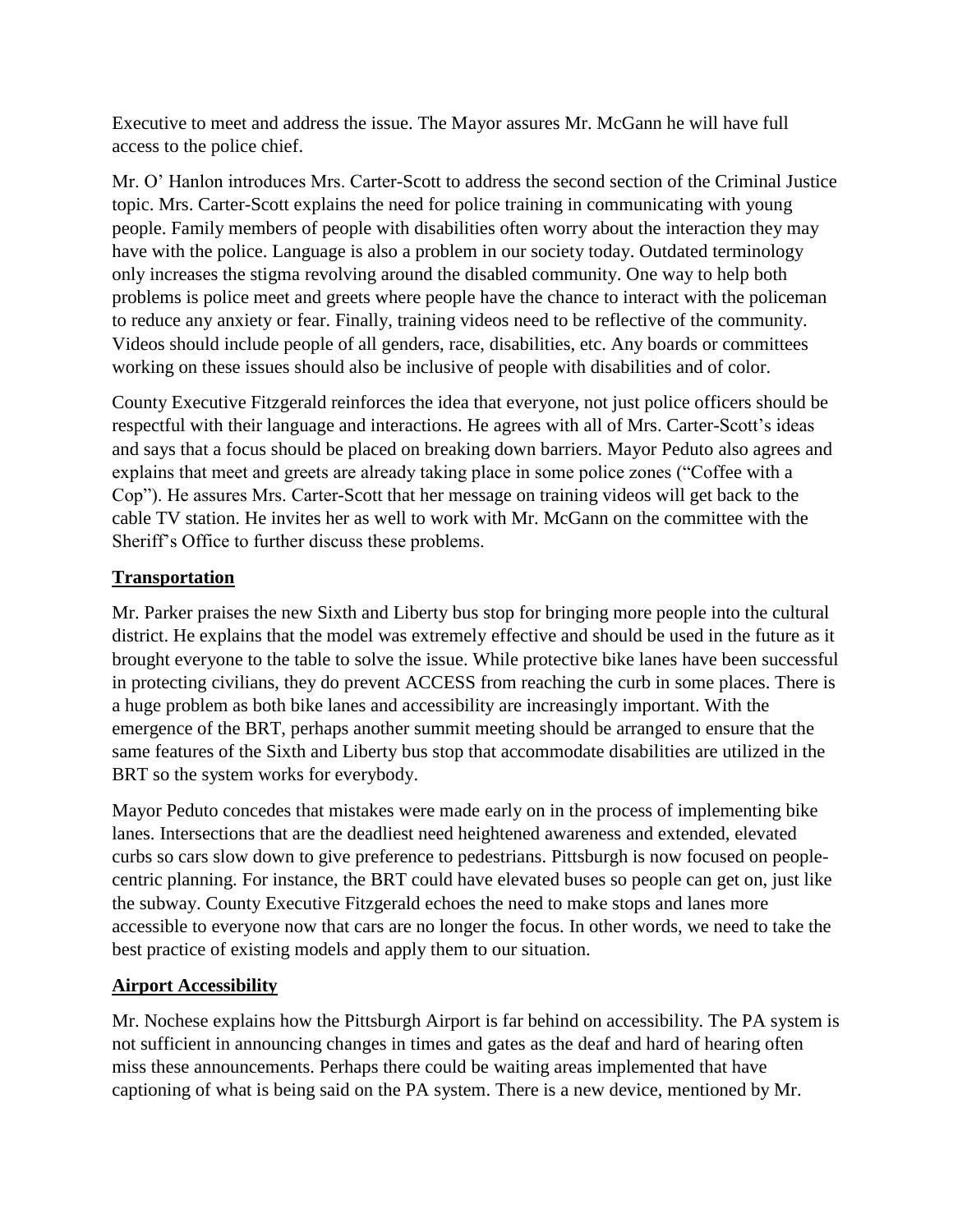Executive to meet and address the issue. The Mayor assures Mr. McGann he will have full access to the police chief.

Mr. O' Hanlon introduces Mrs. Carter-Scott to address the second section of the Criminal Justice topic. Mrs. Carter-Scott explains the need for police training in communicating with young people. Family members of people with disabilities often worry about the interaction they may have with the police. Language is also a problem in our society today. Outdated terminology only increases the stigma revolving around the disabled community. One way to help both problems is police meet and greets where people have the chance to interact with the policeman to reduce any anxiety or fear. Finally, training videos need to be reflective of the community. Videos should include people of all genders, race, disabilities, etc. Any boards or committees working on these issues should also be inclusive of people with disabilities and of color.

County Executive Fitzgerald reinforces the idea that everyone, not just police officers should be respectful with their language and interactions. He agrees with all of Mrs. Carter-Scott's ideas and says that a focus should be placed on breaking down barriers. Mayor Peduto also agrees and explains that meet and greets are already taking place in some police zones ("Coffee with a Cop"). He assures Mrs. Carter-Scott that her message on training videos will get back to the cable TV station. He invites her as well to work with Mr. McGann on the committee with the Sheriff's Office to further discuss these problems.

## Transportation

Mr. Parker praises the new Sixth and Liberty bus stop for bringing more people into the cultural district. He explains that the model was extremely effective and should be used in the future as it brought everyone to the table to solve the issue. While protective bike lanes have been successful in protecting civilians, they do prevent ACCESS from reaching the curb in some places. There is a huge problem as both bike lanes and accessibility are increasingly important. With the emergence of the BRT, perhaps another summit meeting should be arranged to ensure that the same features of the Sixth and Liberty bus stop that accommodate disabilities are utilized in the BRT so the system works for everybody.

Mayor Peduto concedes that mistakes were made early on in the process of implementing bike lanes. Intersections that are the deadliest need heightened awareness and extended, elevated curbs so cars slow down to give preference to pedestrians. Pittsburgh is now focused on people-centric planning. For instance, the BRT could have elevated buses so people can get on, just like the subway. County Executive Fitzgerald echoes the need to make stops and lanes more accessible to everyone now that cars are no longer the focus. In other words, we need to take the best practice of existing models and apply them to our situation.

## Airport Accessibility

Mr. Nochese explains how the Pittsburgh Airport is far behind on accessibility. The PA system is not sufficient in announcing changes in times and gates as the deaf and hard of hearing often miss these announcements. Perhaps there could be waiting areas implemented that have captioning of what is being said on the PA system. There is a new device, mentioned by Mr.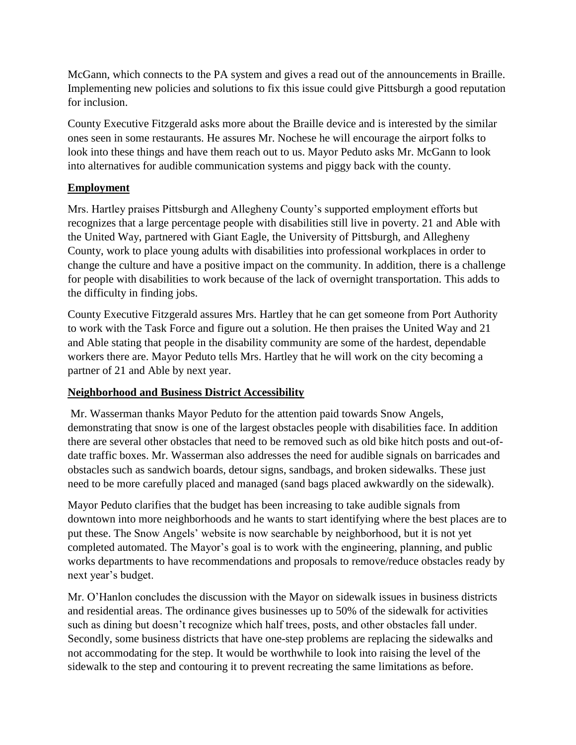McGann, which connects to the PA system and gives a read out of the announcements in Braille. Implementing new policies and solutions to fix this issue could give Pittsburgh a good reputation for inclusion.

County Executive Fitzgerald asks more about the Braille device and is interested by the similar ones seen in some restaurants. He assures Mr. Nochese he will encourage the airport folks to look into these things and have them reach out to us. Mayor Peduto asks Mr. McGann to look into alternatives for audible communication systems and piggy back with the county.

## Employment

Mrs. Hartley praises Pittsburgh and Allegheny County's supported employment efforts but recognizes that a large percentage people with disabilities still live in poverty. 21 and Able with the United Way, partnered with Giant Eagle, the University of Pittsburgh, and Allegheny County, work to place young adults with disabilities into professional workplaces in order to change the culture and have a positive impact on the community. In addition, there is a challenge for people with disabilities to work because of the lack of overnight transportation. This adds to the difficulty in finding jobs.

County Executive Fitzgerald assures Mrs. Hartley that he can get someone from Port Authority to work with the Task Force and figure out a solution. He then praises the United Way and 21 and Able stating that people in the disability community are some of the hardest, dependable workers there are. Mayor Peduto tells Mrs. Hartley that he will work on the city becoming a partner of 21 and Able by next year.

## Neighborhood and Business District Accessibility

Mr. Wasserman thanks Mayor Peduto for the attention paid towards Snow Angels, demonstrating that snow is one of the largest obstacles people with disabilities face. In addition there are several other obstacles that need to be removed such as old bike hitch posts and out-of-date traffic boxes. Mr. Wasserman also addresses the need for audible signals on barricades and obstacles such as sandwich boards, detour signs, sandbags, and broken sidewalks. These just need to be more carefully placed and managed (sand bags placed awkwardly on the sidewalk).

Mayor Peduto clarifies that the budget has been increasing to take audible signals from downtown into more neighborhoods and he wants to start identifying where the best places are to put these. The Snow Angels' website is now searchable by neighborhood, but it is not yet completed automated. The Mayor's goal is to work with the engineering, planning, and public works departments to have recommendations and proposals to remove/reduce obstacles ready by next year's budget.

Mr. O'Hanlon concludes the discussion with the Mayor on sidewalk issues in business districts and residential areas. The ordinance gives businesses up to 50% of the sidewalk for activities such as dining but doesn't recognize which half trees, posts, and other obstacles fall under. Secondly, some business districts that have one-step problems are replacing the sidewalks and not accommodating for the step. It would be worthwhile to look into raising the level of the sidewalk to the step and contouring it to prevent recreating the same limitations as before.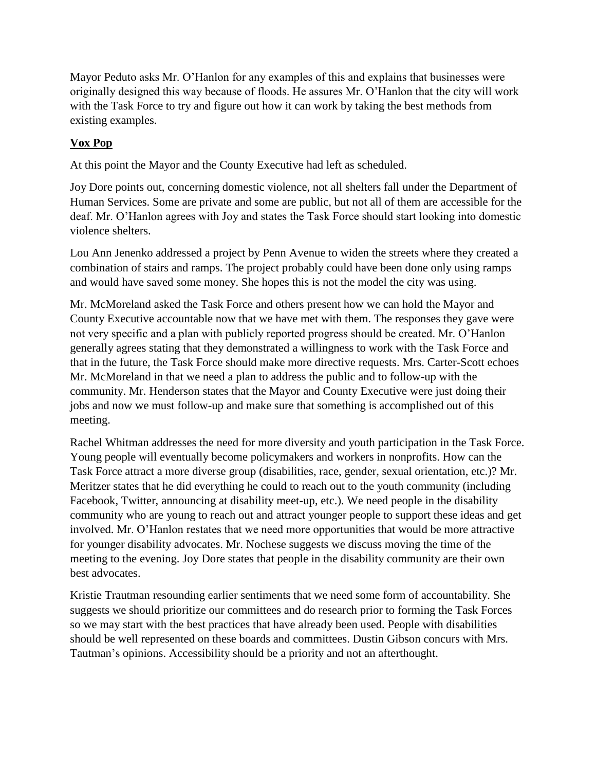Mayor Peduto asks Mr. O'Hanlon for any examples of this and explains that businesses were originally designed this way because of floods. He assures Mr. O'Hanlon that the city will work with the Task Force to try and figure out how it can work by taking the best methods from existing examples.

## **Vox Pop**

At this point the Mayor and the County Executive had left as scheduled.

Joy Dore points out, concerning domestic violence, not all shelters fall under the Department of Human Services. Some are private and some are public, but not all of them are accessible for the deaf. Mr. O'Hanlon agrees with Joy and states the Task Force should start looking into domestic violence shelters.

Lou Ann Jenenko addressed a project by Penn Avenue to widen the streets where they created a combination of stairs and ramps. The project probably could have been done only using ramps and would have saved some money. She hopes this is not the model the city was using.

Mr. McMoreland asked the Task Force and others present how we can hold the Mayor and County Executive accountable now that we have met with them. The responses they gave were not very specific and a plan with publicly reported progress should be created. Mr. O'Hanlon generally agrees stating that they demonstrated a willingness to work with the Task Force and that in the future, the Task Force should make more directive requests. Mrs. Carter-Scott echoes Mr. McMoreland in that we need a plan to address the public and to follow-up with the community. Mr. Henderson states that the Mayor and County Executive were just doing their jobs and now we must follow-up and make sure that something is accomplished out of this meeting.

Rachel Whitman addresses the need for more diversity and youth participation in the Task Force. Young people will eventually become policymakers and workers in nonprofits. How can the Task Force attract a more diverse group (disabilities, race, gender, sexual orientation, etc.)? Mr. Meritzer states that he did everything he could to reach out to the youth community (including Facebook, Twitter, announcing at disability meet-up, etc.). We need people in the disability community who are young to reach out and attract younger people to support these ideas and get involved. Mr. O'Hanlon restates that we need more opportunities that would be more attractive for younger disability advocates. Mr. Nochese suggests we discuss moving the time of the meeting to the evening. Joy Dore states that people in the disability community are their own best advocates.

Kristie Trautman resounding earlier sentiments that we need some form of accountability. She suggests we should prioritize our committees and do research prior to forming the Task Forces so we may start with the best practices that have already been used. People with disabilities should be well represented on these boards and committees. Dustin Gibson concurs with Mrs. Tautman's opinions. Accessibility should be a priority and not an afterthought.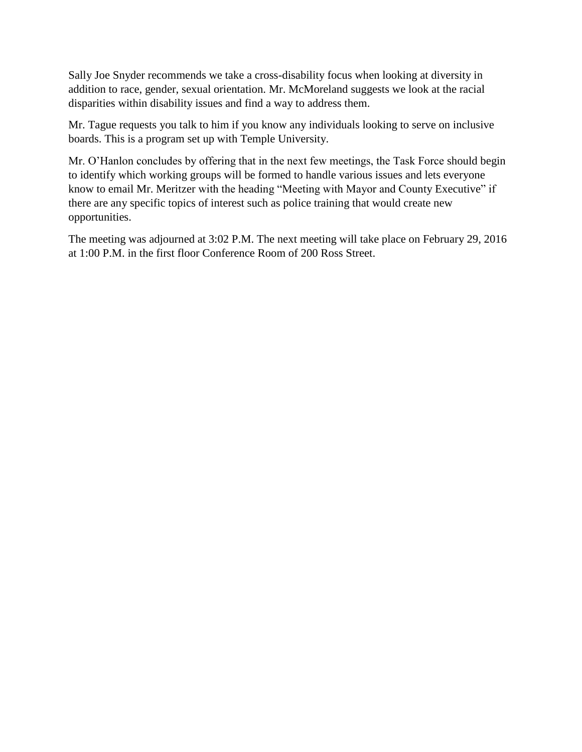Sally Joe Snyder recommends we take a cross-disability focus when looking at diversity in addition to race, gender, sexual orientation. Mr. McMoreland suggests we look at the racial disparities within disability issues and find a way to address them.

Mr. Tague requests you talk to him if you know any individuals looking to serve on inclusive boards. This is a program set up with Temple University.

Mr. O'Hanlon concludes by offering that in the next few meetings, the Task Force should begin to identify which working groups will be formed to handle various issues and lets everyone know to email Mr. Meritzer with the heading "Meeting with Mayor and County Executive" if there are any specific topics of interest such as police training that would create new opportunities.

The meeting was adjourned at 3:02 P.M. The next meeting will take place on February 29, 2016 at 1:00 P.M. in the first floor Conference Room of 200 Ross Street.